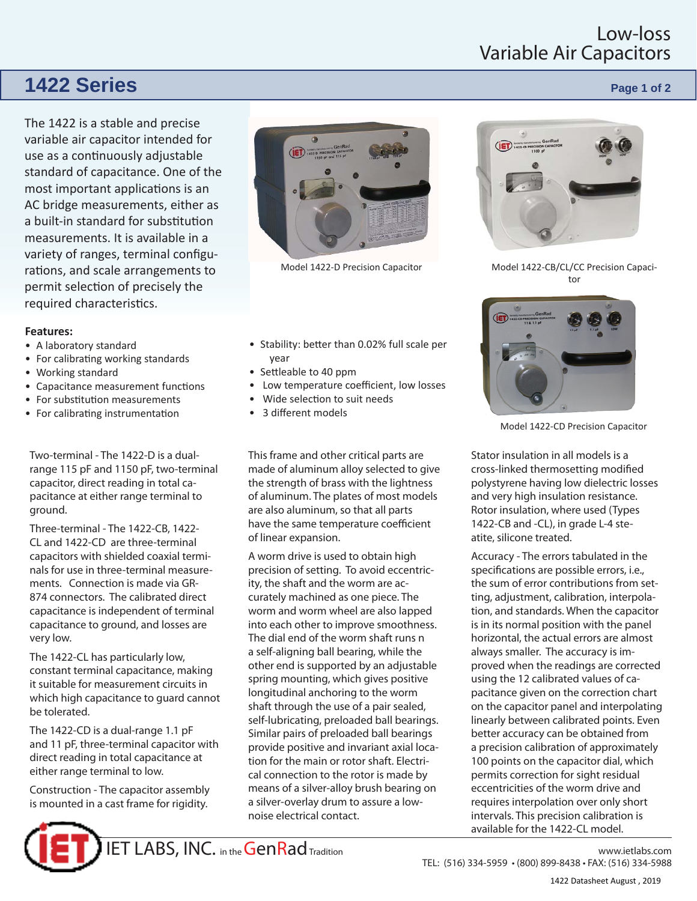# Low-loss Variable Air Capacitors

## 1422 Series

The 1422 is a stable and precise variable air capacitor intended for use as a continuously adjustable standard of capacitance. One of the most important applications is an AC bridge measurements, either as a built-in standard for substitution measurements. It is available in a variety of ranges, terminal configurations, and scale arrangements to permit selection of precisely the required characteristics.

Model 1422-D Precision Capacitor

Model 1422-CB/CL/CC Precision Capacitor

Model 1422-CD Precision Capacitor

**Features:**

- A laboratory standard
- For calibrating working standards
- Working standard
- Capacitance measurement functions
- For substitution measurements
- For calibrating instrumentation
- Stability: better than 0.02% full scale per year
- Settleable to 40 ppm
- Low temperature coefficient, low losses
- Wide selection to suit needs
- 3 different models

Two-terminal - The 1422-D is a dual-range 115 pF and 1150 pF, two-terminal capacitor, direct reading in total capacitance at either range terminal to ground.

Three-terminal - The 1422-CB, 1422-CL and 1422-CD are three-terminal capacitors with shielded coaxial terminals for use in three-terminal measurements. Connection is made via GR-874 connectors. The calibrated direct capacitance is independent of terminal capacitance to ground, and losses are very low.

The 1422-CL has particularly low, constant terminal capacitance, making it suitable for measurement circuits in which high capacitance to guard cannot be tolerated.

The 1422-CD is a dual-range 1.1 pF and 11 pF, three-terminal capacitor with direct reading in total capacitance at either range terminal to low.

Construction - The capacitor assembly is mounted in a cast frame for rigidity. This frame and other critical parts are made of aluminum alloy selected to give the strength of brass with the lightness of aluminum. The plates of most models are also aluminum, so that all parts have the same temperature coefficient of linear expansion.

A worm drive is used to obtain high precision of setting. To avoid eccentricity, the shaft and the worm are accurately machined as one piece. The worm and worm wheel are also lapped into each other to improve smoothness. The dial end of the worm shaft runs n a self-aligning ball bearing, while the other end is supported by an adjustable spring mounting, which gives positive longitudinal anchoring to the worm shaft through the use of a pair sealed, self-lubricating, preloaded ball bearings. Similar pairs of preloaded ball bearings provide positive and invariant axial location for the main or rotor shaft. Electrical connection to the rotor is made by means of a silver-alloy brush bearing on a silver-overlay drum to assure a low-noise electrical contact.

Stator insulation in all models is a cross-linked thermosetting modified polystyrene having low dielectric losses and very high insulation resistance. Rotor insulation, where used (Types 1422-CB and -CL), in grade L-4 steatite, silicone treated.

Accuracy - The errors tabulated in the specifications are possible errors, i.e., the sum of error contributions from setting, adjustment, calibration, interpolation, and standards. When the capacitor is in its normal position with the panel horizontal, the actual errors are almost always smaller. The accuracy is improved when the readings are corrected using the 12 calibrated values of capacitance given on the correction chart on the capacitor panel and interpolating linearly between calibrated points. Even better accuracy can be obtained from a precision calibration of approximately 100 points on the capacitor dial, which permits correction for sight residual eccentricities of the worm drive and requires interpolation over only short intervals. This precision calibration is available for the 1422-CL model.

IET LABS, INC. in the GenRad Tradition

www.ietlabs.com
TEL: (516) 334-5959 • (800) 899-8438 • FAX: (516) 334-5988

1422 Datasheet August , 2019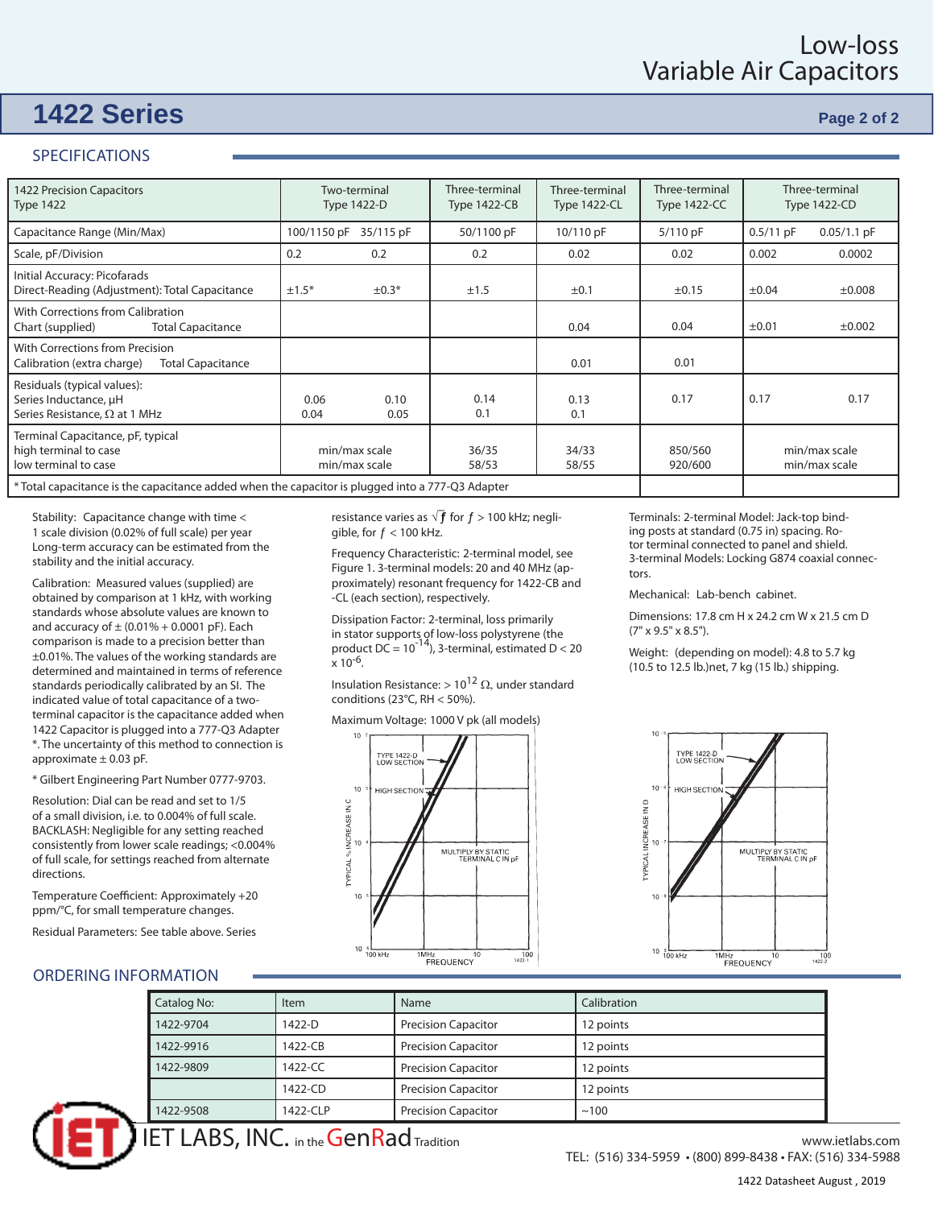# Low-loss Variable Air Capacitors

## 1422 Series

### SPECIFICATIONS

| 1422 Precision Capacitors Type 1422 | Two-terminal Type 1422-D | | Three-terminal Type 1422-CB | Three-terminal Type 1422-CL | Three-terminal Type 1422-CC | Three-terminal Type 1422-CD | |
|---|---|---|---|---|---|---|---|
| Capacitance Range (Min/Max) | 100/1150 pF | 35/115 pF | 50/1100 pF | 10/110 pF | 5/110 pF | 0.5/11 pF | 0.05/1.1 pF |
| Scale, pF/Division | 0.2 | 0.2 | 0.2 | 0.02 | 0.02 | 0.002 | 0.0002 |
| Initial Accuracy: Picofarads Direct-Reading (Adjustment): Total Capacitance | ±1.5* | ±0.3* | ±1.5 | ±0.1 | ±0.15 | ±0.04 | ±0.008 |
| With Corrections from Calibration Chart (supplied) Total Capacitance | | | | 0.04 | 0.04 | ±0.01 | ±0.002 |
| With Corrections from Precision Calibration (extra charge) Total Capacitance | | | | 0.01 | 0.01 | | |
| Residuals (typical values): Series Inductance, µH Series Resistance, Ω at 1 MHz | 0.06 0.04 | 0.10 0.05 | 0.14 0.1 | 0.13 0.1 | 0.17 | 0.17 | 0.17 |
| Terminal Capacitance, pF, typical high terminal to case low terminal to case | min/max scale min/max scale | | 36/35 58/53 | 34/33 58/55 | 850/560 920/600 | min/max scale min/max scale | |

* Total capacitance is the capacitance added when the capacitor is plugged into a 777-Q3 Adapter

Stability: Capacitance change with time < 1 scale division (0.02% of full scale) per year Long-term accuracy can be estimated from the stability and the initial accuracy.

Calibration: Measured values (supplied) are obtained by comparison at 1 kHz, with working standards whose absolute values are known to and accuracy of ± (0.01% + 0.0001 pF). Each comparison is made to a precision better than ±0.01%. The values of the working standards are determined and maintained in terms of reference standards periodically calibrated by an SI. The indicated value of total capacitance of a two-terminal capacitor is the capacitance added when 1422 Capacitor is plugged into a 777-Q3 Adapter *. The uncertainty of this method to connection is approximate ± 0.03 pF.

* Gilbert Engineering Part Number 0777-9703.

Resolution: Dial can be read and set to 1/5 of a small division, i.e. to 0.004% of full scale. BACKLASH: Negligible for any setting reached consistently from lower scale readings; <0.004% of full scale, for settings reached from alternate directions.

Temperature Coefficient: Approximately +20 ppm/°C, for small temperature changes.

Residual Parameters: See table above. Series resistance varies as $\sqrt{f}$ for $f$ > 100 kHz; negligible, for $f$ < 100 kHz.

Frequency Characteristic: 2-terminal model, see Figure 1. 3-terminal models: 20 and 40 MHz (approximately) resonant frequency for 1422-CB and -CL (each section), respectively.

Dissipation Factor: 2-terminal, loss primarily in stator supports of low-loss polystyrene (the product DC = $10^{-14}$), 3-terminal, estimated D < 20 x $10^{-6}$.

Insulation Resistance: > $10^{12}$ Ω, under standard conditions (23°C, RH < 50%).

Maximum Voltage: 1000 V pk (all models)

Terminals: 2-terminal Model: Jack-top binding posts at standard (0.75 in) spacing. Rotor terminal connected to panel and shield. 3-terminal Models: Locking G874 coaxial connectors.

Mechanical: Lab-bench cabinet.

Dimensions: 17.8 cm H x 24.2 cm W x 21.5 cm D (7" x 9.5" x 8.5").

Weight: (depending on model): 4.8 to 5.7 kg (10.5 to 12.5 lb.)net, 7 kg (15 lb.) shipping.

TYPE 1422-D
LOW SECTION
HIGH SECTION
MULTIPLY BY STATIC TERMINAL C IN pF
TYPICAL % INCREASE IN C
FREQUENCY
100 kHz 1MHz 10 100

TYPE 1422-D
LOW SECTION
HIGH SECTION
MULTIPLY BY STATIC TERMINAL C IN pF
TYPICAL INCREASE IN D
FREQUENCY
100 kHz 1MHz 10 100

### ORDERING INFORMATION

| Catalog No: | Item | Name | Calibration |
|---|---|---|---|
| 1422-9704 | 1422-D | Precision Capacitor | 12 points |
| 1422-9916 | 1422-CB | Precision Capacitor | 12 points |
| 1422-9809 | 1422-CC | Precision Capacitor | 12 points |
| | 1422-CD | Precision Capacitor | 12 points |
| 1422-9508 | 1422-CLP | Precision Capacitor | ~100 |

IET LABS, INC. in the GenRad Tradition

www.ietlabs.com
TEL: (516) 334-5959 • (800) 899-8438 • FAX: (516) 334-5988

1422 Datasheet August , 2019